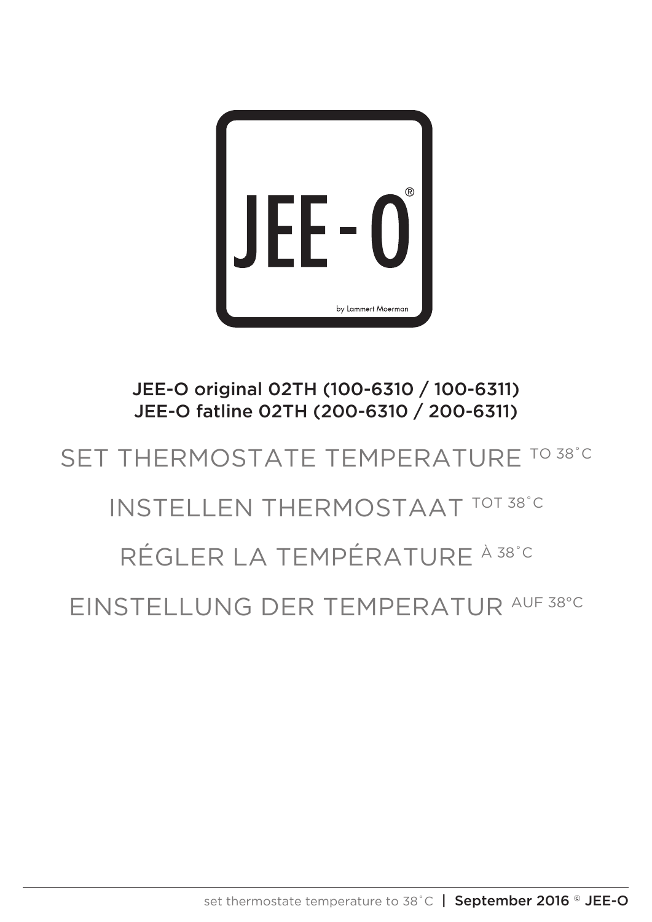JEE - O®

by Lammert Moerman

**JEE-O original 02TH (100-6310 / 100-6311)**
**JEE-O fatline 02TH (200-6310 / 200-6311)**

# SET THERMOSTATE TEMPERATURE TO 38˚C

# INSTELLEN THERMOSTAAT TOT 38˚C

# RÉGLER LA TEMPÉRATURE À 38˚C

# EINSTELLUNG DER TEMPERATUR AUF 38°C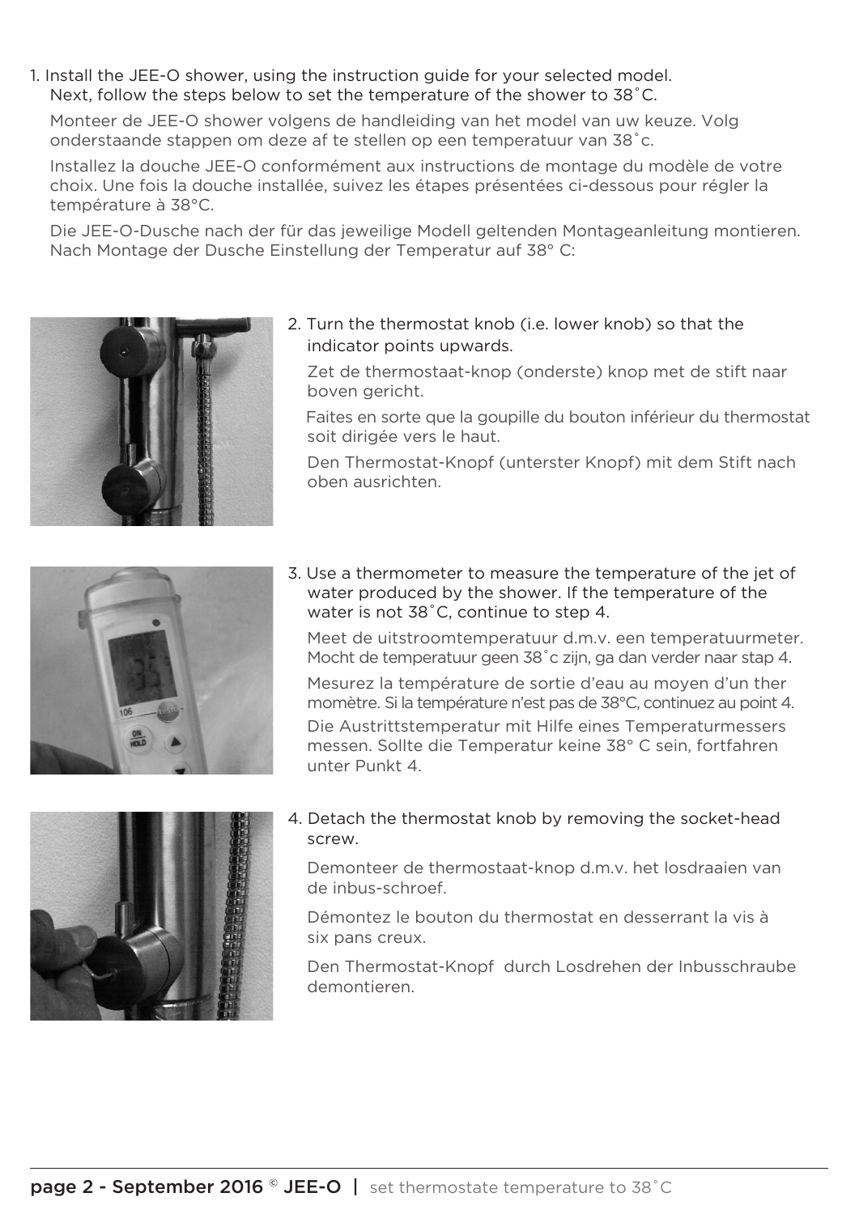1. Install the JEE-O shower, using the instruction guide for your selected model. Next, follow the steps below to set the temperature of the shower to 38˚C.

   Monteer de JEE-O shower volgens de handleiding van het model van uw keuze. Volg onderstaande stappen om deze af te stellen op een temperatuur van 38˚c.

   Installez la douche JEE-O conformément aux instructions de montage du modèle de votre choix. Une fois la douche installée, suivez les étapes présentées ci-dessous pour régler la température à 38°C.

   Die JEE-O-Dusche nach der für das jeweilige Modell geltenden Montageanleitung montieren. Nach Montage der Dusche Einstellung der Temperatur auf 38° C:

2. Turn the thermostat knob (i.e. lower knob) so that the indicator points upwards.

   Zet de thermostaat-knop (onderste) knop met de stift naar boven gericht.

   Faites en sorte que la goupille du bouton inférieur du thermostat soit dirigée vers le haut.

   Den Thermostat-Knopf (unterster Knopf) mit dem Stift nach oben ausrichten.

3. Use a thermometer to measure the temperature of the jet of water produced by the shower. If the temperature of the water is not 38˚C, continue to step 4.

   Meet de uitstroomtemperatuur d.m.v. een temperatuurmeter. Mocht de temperatuur geen 38˚c zijn, ga dan verder naar stap 4.

   Mesurez la température de sortie d'eau au moyen d'un ther momètre. Si la température n'est pas de 38°C, continuez au point 4.

   Die Austrittstemperatur mit Hilfe eines Temperaturmessers messen. Sollte die Temperatur keine 38° C sein, fortfahren unter Punkt 4.

4. Detach the thermostat knob by removing the socket-head screw.

   Demonteer de thermostaat-knop d.m.v. het losdraaien van de inbus-schroef.

   Démontez le bouton du thermostat en desserrant la vis à six pans creux.

   Den Thermostat-Knopf durch Losdrehen der Inbusschraube demontieren.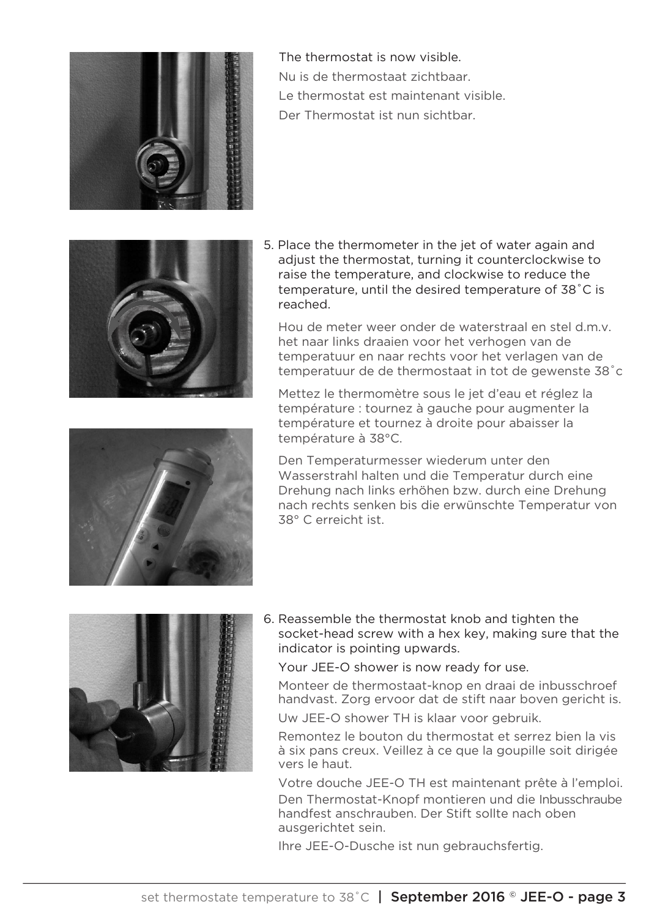The thermostat is now visible.

Nu is de thermostaat zichtbaar.

Le thermostat est maintenant visible.

Der Thermostat ist nun sichtbar.

5. Place the thermometer in the jet of water again and adjust the thermostat, turning it counterclockwise to raise the temperature, and clockwise to reduce the temperature, until the desired temperature of 38˚C is reached.

   Hou de meter weer onder de waterstraal en stel d.m.v. het naar links draaien voor het verhogen van de temperatuur en naar rechts voor het verlagen van de temperatuur de de thermostaat in tot de gewenste 38˚c

   Mettez le thermomètre sous le jet d'eau et réglez la température : tournez à gauche pour augmenter la température et tournez à droite pour abaisser la température à 38°C.

   Den Temperaturmesser wiederum unter den Wasserstrahl halten und die Temperatur durch eine Drehung nach links erhöhen bzw. durch eine Drehung nach rechts senken bis die erwünschte Temperatur von 38° C erreicht ist.

6. Reassemble the thermostat knob and tighten the socket-head screw with a hex key, making sure that the indicator is pointing upwards.

   Your JEE-O shower is now ready for use.

   Monteer de thermostaat-knop en draai de inbusschroef handvast. Zorg ervoor dat de stift naar boven gericht is.

   Uw JEE-O shower TH is klaar voor gebruik.

   Remontez le bouton du thermostat et serrez bien la vis à six pans creux. Veillez à ce que la goupille soit dirigée vers le haut.

   Votre douche JEE-O TH est maintenant prête à l'emploi.

   Den Thermostat-Knopf montieren und die Inbusschraube handfest anschrauben. Der Stift sollte nach oben ausgerichtet sein.

   Ihre JEE-O-Dusche ist nun gebrauchsfertig.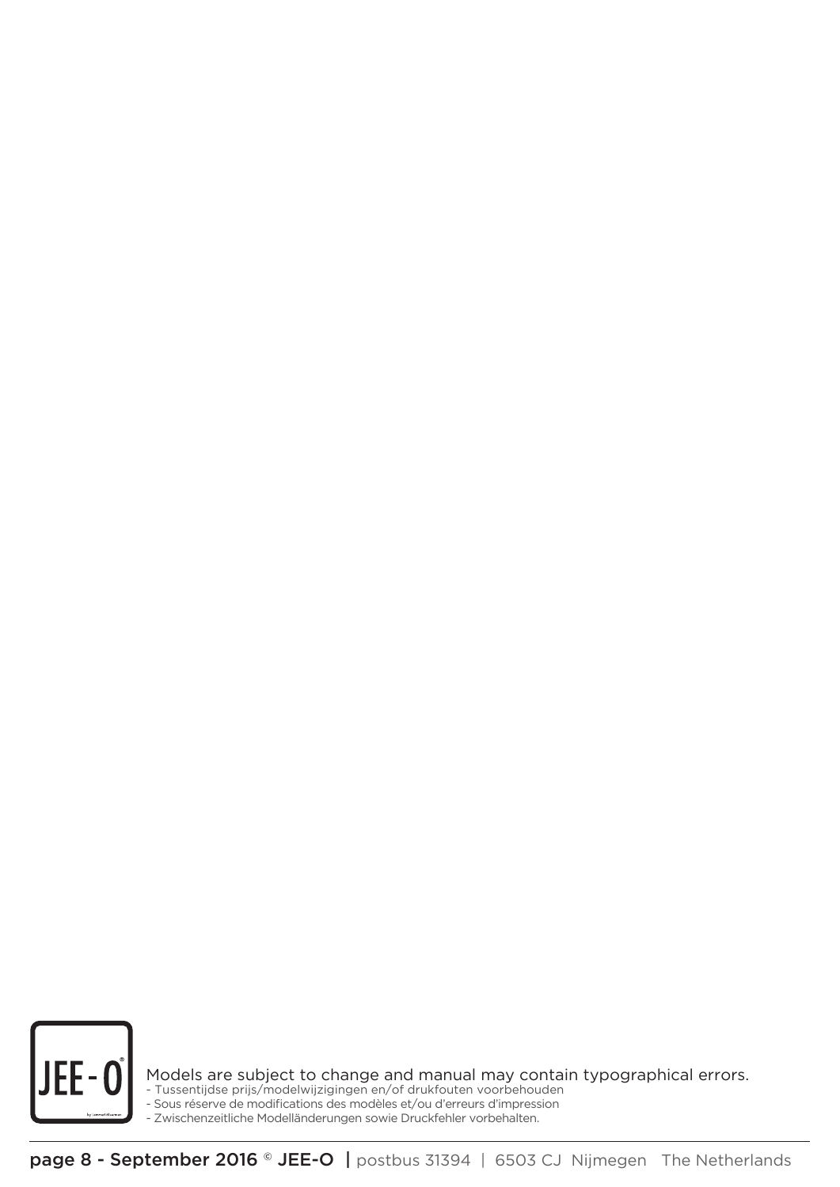JEE-O

Models are subject to change and manual may contain typographical errors.
- Tussentijdse prijs/modelwijzigingen en/of drukfouten voorbehouden
- Sous réserve de modifications des modèles et/ou d'erreurs d'impression
- Zwischenzeitliche Modelländerungen sowie Druckfehler vorbehalten.

**page 8 - September 2016 © JEE-O** | postbus 31394 | 6503 CJ Nijmegen The Netherlands